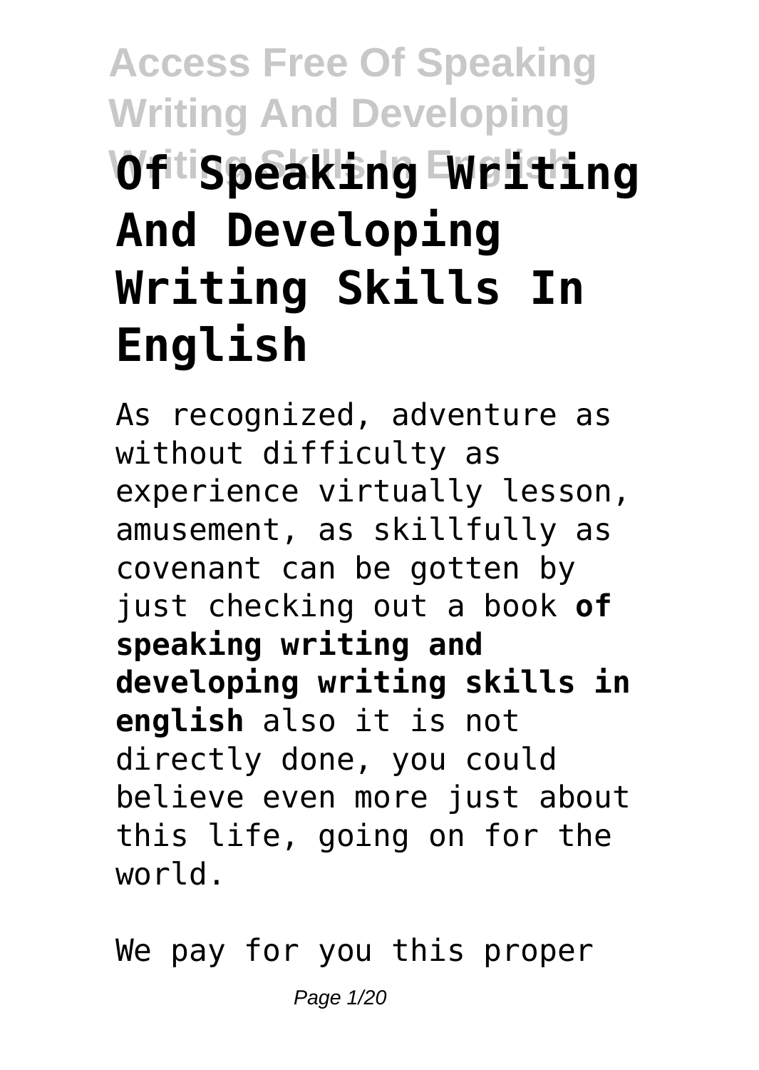# Of Speaking Writing And Developing Writing Skills In English

As recognized, adventure as without difficulty as experience virtually lesson, amusement, as skillfully as covenant can be gotten by just checking out a book **of speaking writing and developing writing skills in english** also it is not directly done, you could believe even more just about this life, going on for the world.

We pay for you this proper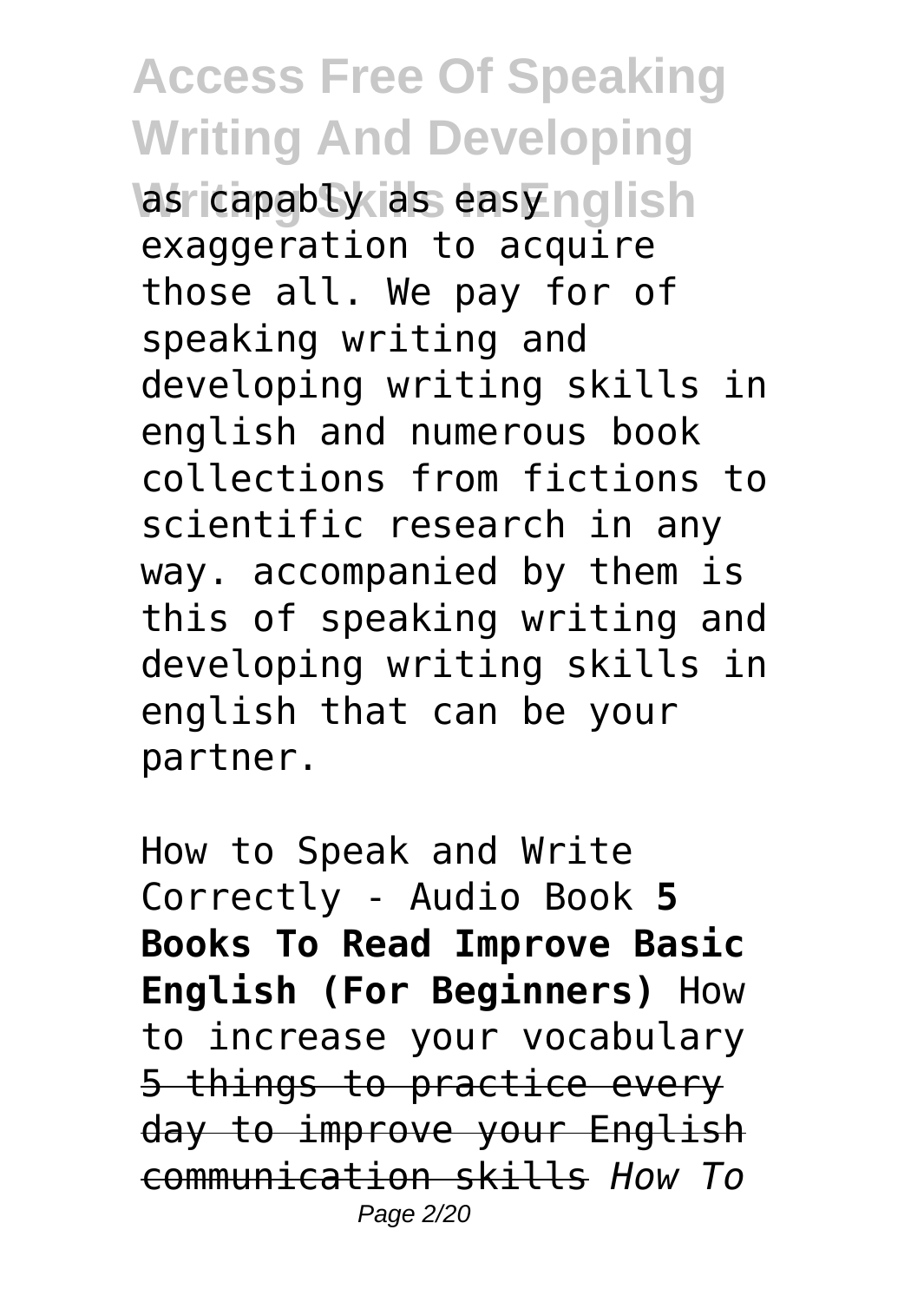as capably as easy exaggeration to acquire those all. We pay for of speaking writing and developing writing skills in english and numerous book collections from fictions to scientific research in any way. accompanied by them is this of speaking writing and developing writing skills in english that can be your partner.

How to Speak and Write Correctly - Audio Book **5 Books To Read Improve Basic English (For Beginners)** How to increase your vocabulary ~~5 things to practice every day to improve your English communication skills~~ *How To*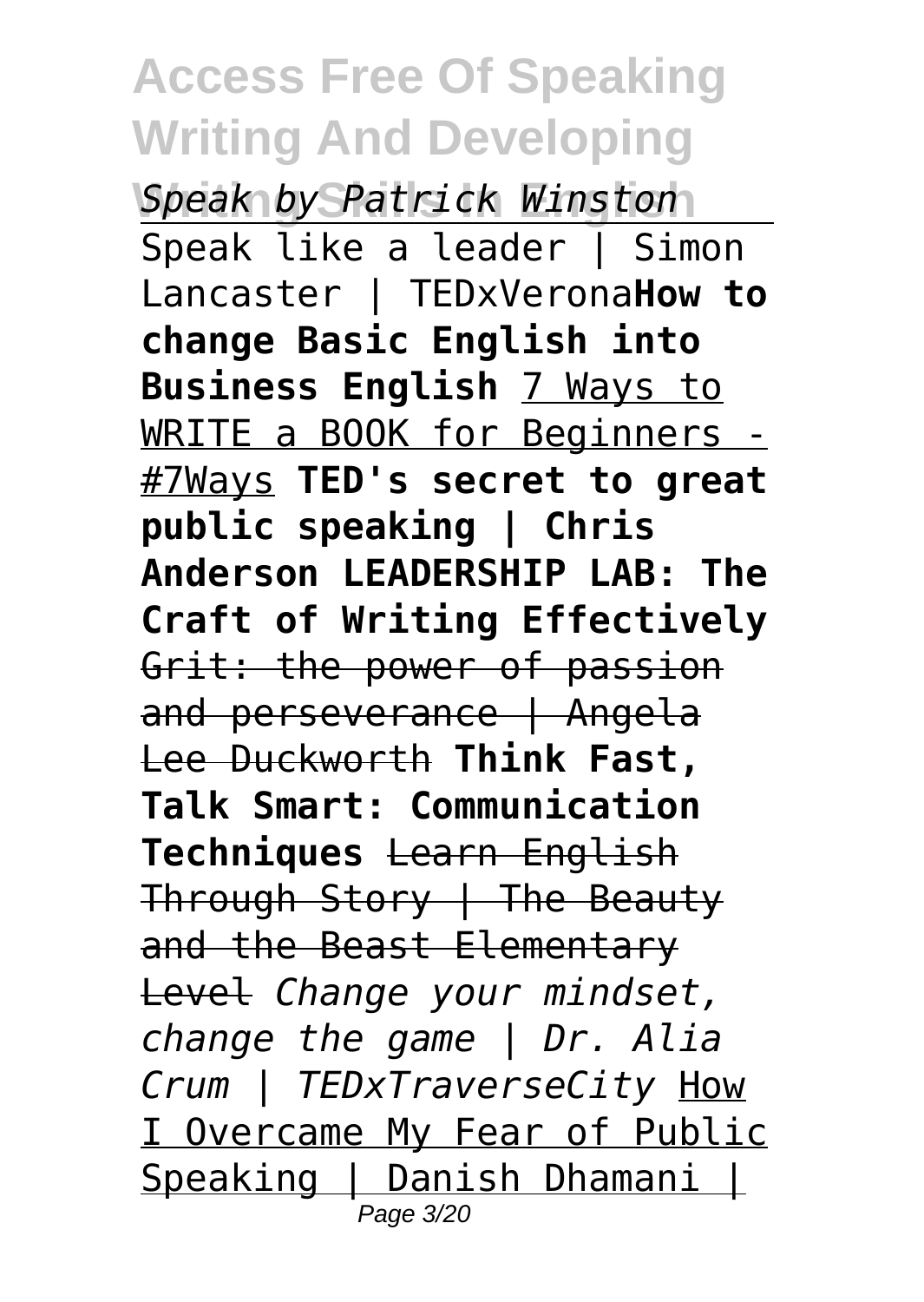*Speak by Patrick Winston*

Speak like a leader | Simon Lancaster | TEDxVerona **How to change Basic English into Business English** 7 Ways to WRITE a BOOK for Beginners - #7Ways **TED's secret to great public speaking | Chris Anderson LEADERSHIP LAB: The Craft of Writing Effectively** ~~Grit: the power of passion and perseverance | Angela Lee Duckworth~~ **Think Fast, Talk Smart: Communication Techniques** ~~Learn English Through Story | The Beauty and the Beast Elementary Level~~ *Change your mindset, change the game | Dr. Alia Crum | TEDxTraverseCity* How I Overcame My Fear of Public Speaking | Danish Dhamani |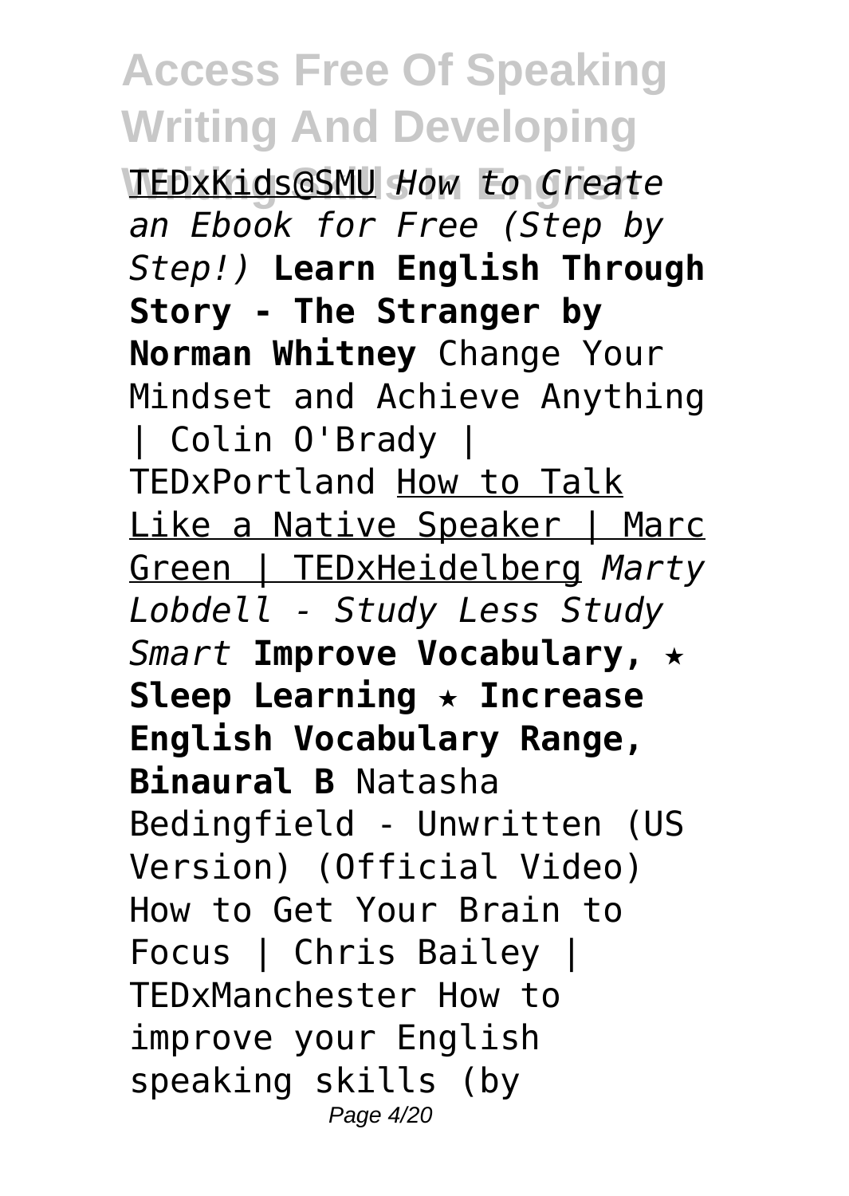TEDxKids@SMU *How to Create an Ebook for Free (Step by Step!)* **Learn English Through Story - The Stranger by Norman Whitney** Change Your Mindset and Achieve Anything | Colin O'Brady | TEDxPortland How to Talk Like a Native Speaker | Marc Green | TEDxHeidelberg *Marty Lobdell - Study Less Study Smart* **Improve Vocabulary, ★ Sleep Learning ★ Increase English Vocabulary Range, Binaural B** Natasha Bedingfield - Unwritten (US Version) (Official Video) How to Get Your Brain to Focus | Chris Bailey | TEDxManchester How to improve your English speaking skills (by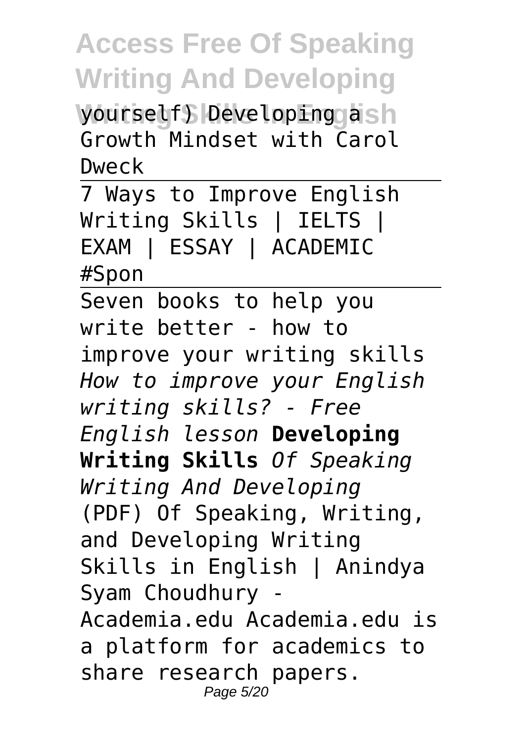yourself) Developing a Growth Mindset with Carol Dweck

7 Ways to Improve English Writing Skills | IELTS | EXAM | ESSAY | ACADEMIC #Spon

Seven books to help you write better - how to improve your writing skills *How to improve your English writing skills? - Free English lesson* **Developing Writing Skills** *Of Speaking Writing And Developing*
(PDF) Of Speaking, Writing, and Developing Writing Skills in English | Anindya Syam Choudhury - Academia.edu Academia.edu is a platform for academics to share research papers.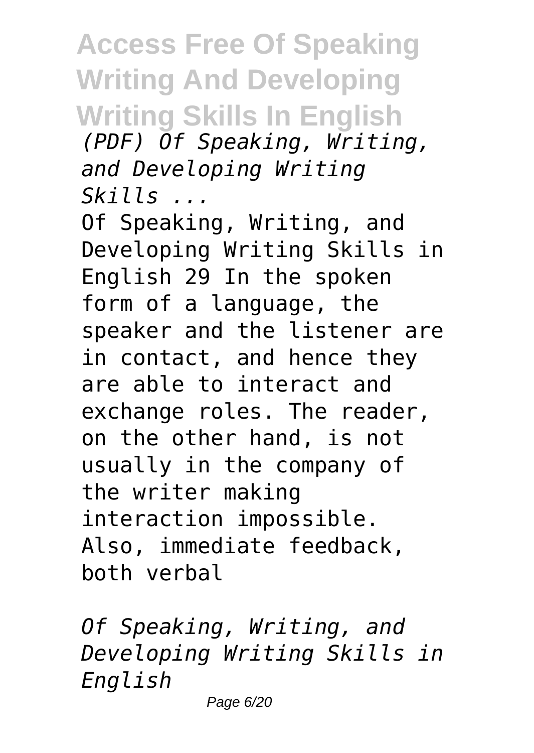*(PDF) Of Speaking, Writing, and Developing Writing Skills ...*

Of Speaking, Writing, and Developing Writing Skills in English 29 In the spoken form of a language, the speaker and the listener are in contact, and hence they are able to interact and exchange roles. The reader, on the other hand, is not usually in the company of the writer making interaction impossible. Also, immediate feedback, both verbal

*Of Speaking, Writing, and Developing Writing Skills in English*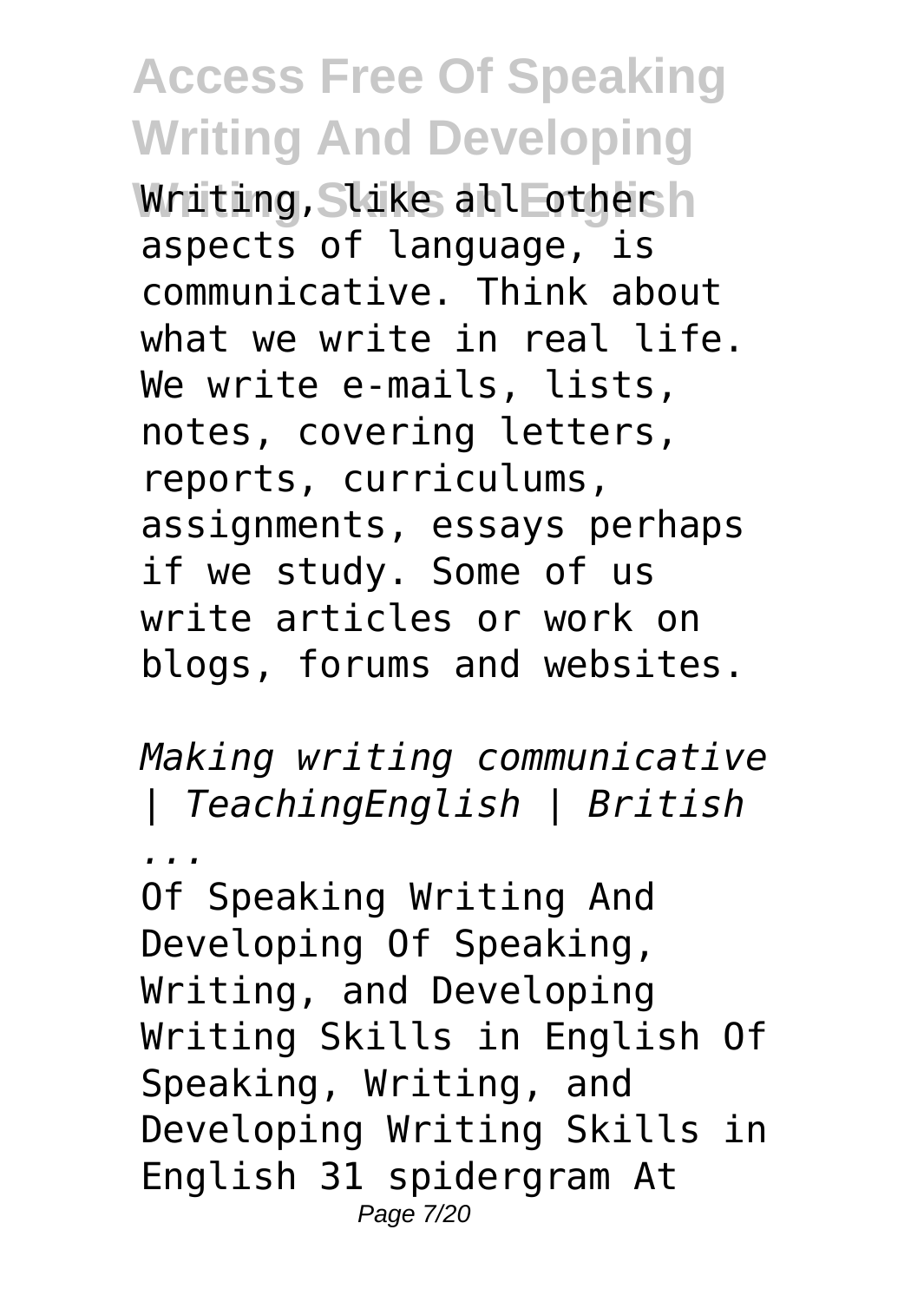Writing, like all other aspects of language, is communicative. Think about what we write in real life. We write e-mails, lists, notes, covering letters, reports, curriculums, assignments, essays perhaps if we study. Some of us write articles or work on blogs, forums and websites.

*Making writing communicative | TeachingEnglish | British ...*

Of Speaking Writing And Developing Of Speaking, Writing, and Developing Writing Skills in English Of Speaking, Writing, and Developing Writing Skills in English 31 spidergram At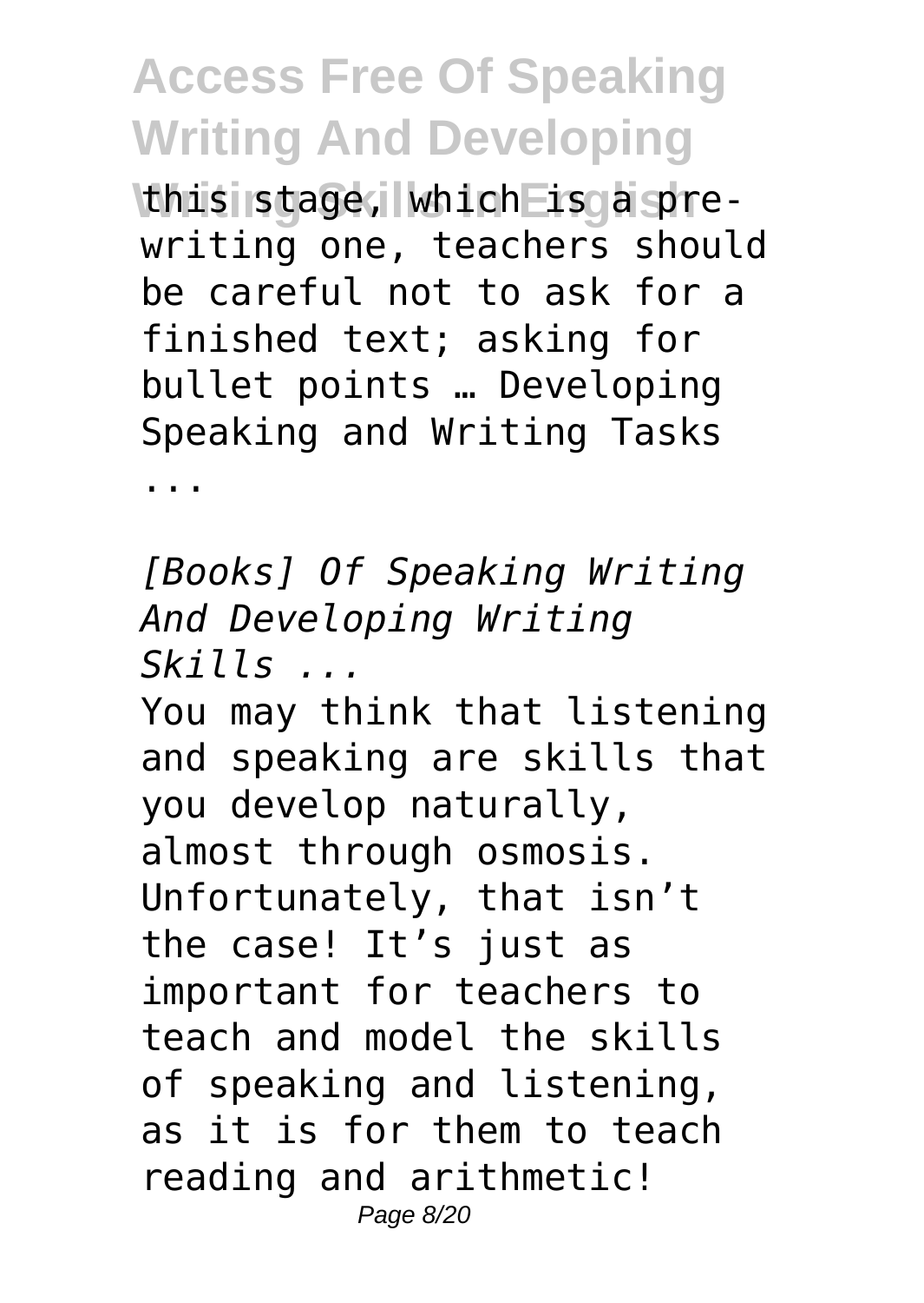this stage, which is a pre-writing one, teachers should be careful not to ask for a finished text; asking for bullet points … Developing Speaking and Writing Tasks ...

*[Books] Of Speaking Writing And Developing Writing Skills ...*

You may think that listening and speaking are skills that you develop naturally, almost through osmosis. Unfortunately, that isn't the case! It's just as important for teachers to teach and model the skills of speaking and listening, as it is for them to teach reading and arithmetic!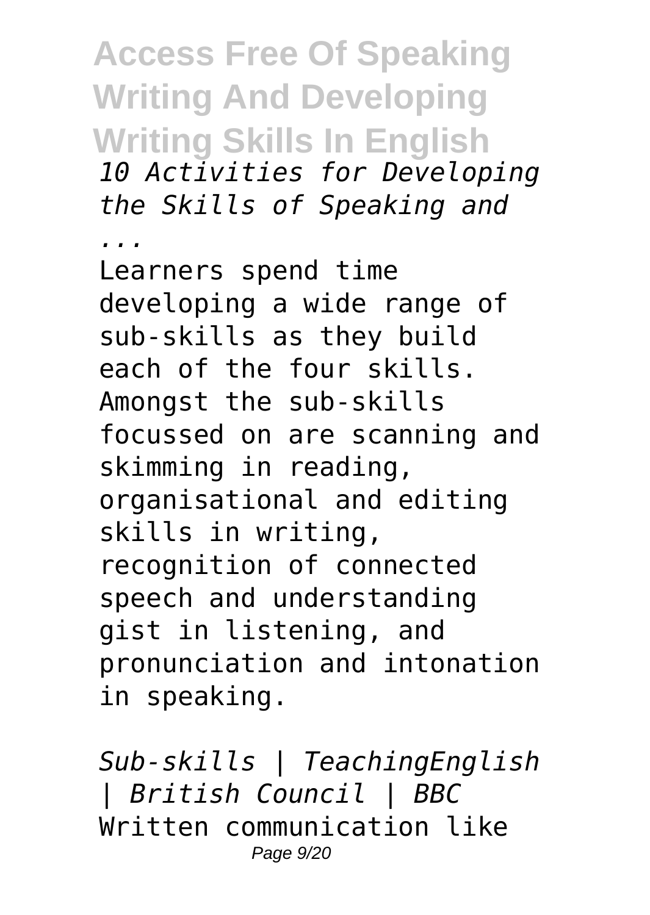*10 Activities for Developing the Skills of Speaking and ...*

Learners spend time developing a wide range of sub-skills as they build each of the four skills. Amongst the sub-skills focussed on are scanning and skimming in reading, organisational and editing skills in writing, recognition of connected speech and understanding gist in listening, and pronunciation and intonation in speaking.

*Sub-skills | TeachingEnglish | British Council | BBC*

Written communication like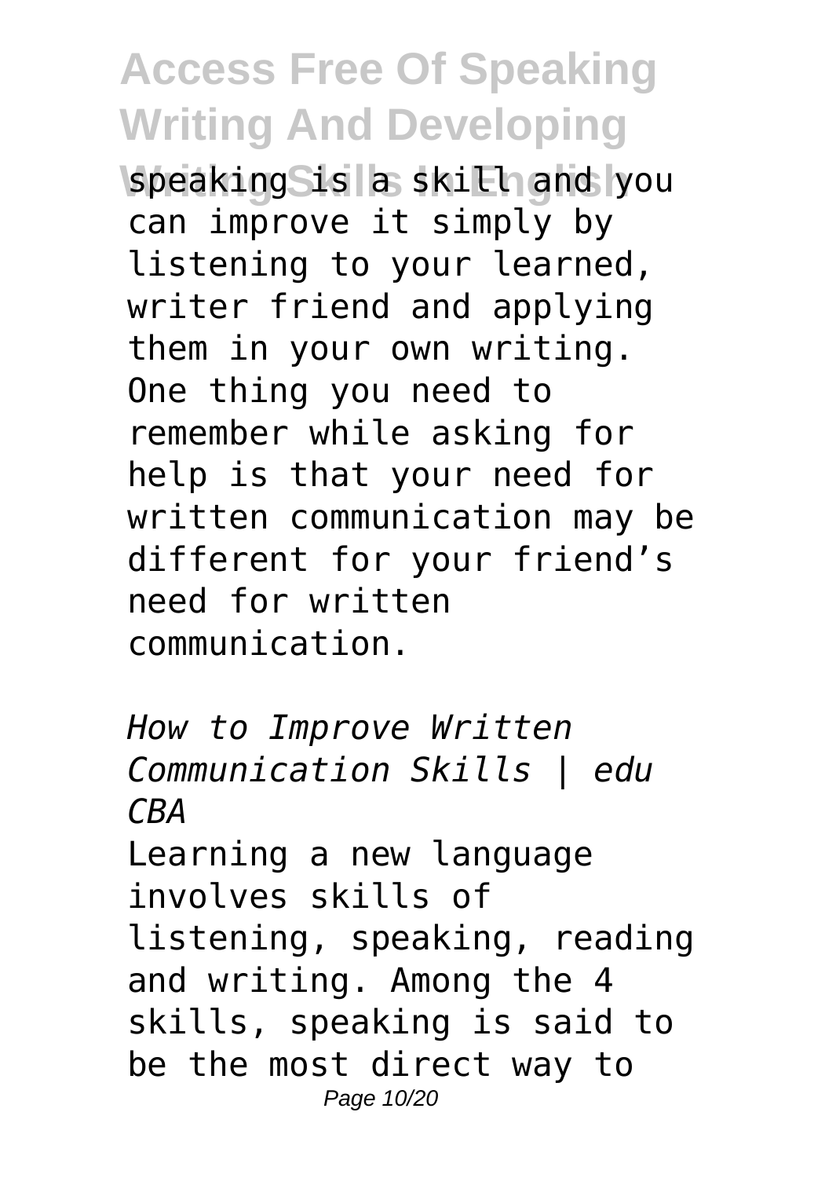speaking is a skill and you can improve it simply by listening to your learned, writer friend and applying them in your own writing. One thing you need to remember while asking for help is that your need for written communication may be different for your friend's need for written communication.

*How to Improve Written Communication Skills | edu CBA*

Learning a new language involves skills of listening, speaking, reading and writing. Among the 4 skills, speaking is said to be the most direct way to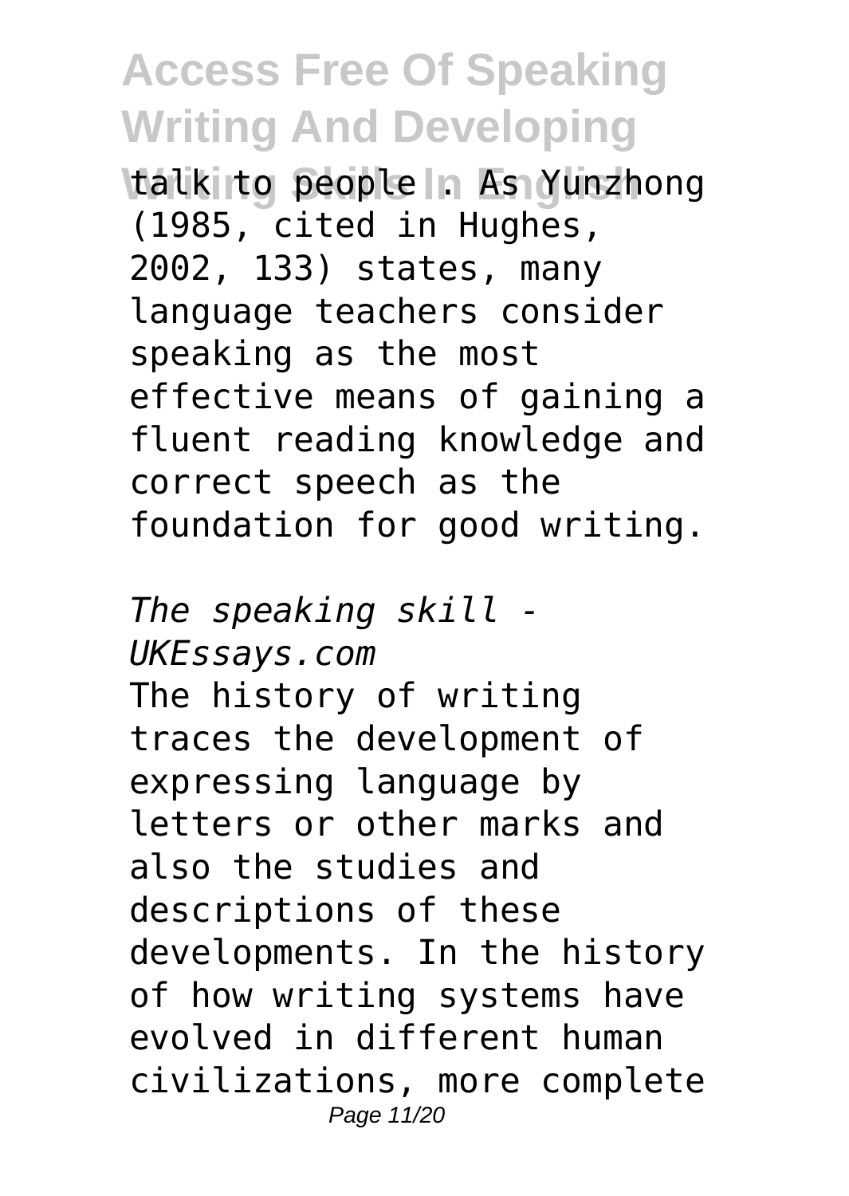talk to people . As Yunzhong (1985, cited in Hughes, 2002, 133) states, many language teachers consider speaking as the most effective means of gaining a fluent reading knowledge and correct speech as the foundation for good writing.

*The speaking skill - UKEssays.com*

The history of writing traces the development of expressing language by letters or other marks and also the studies and descriptions of these developments. In the history of how writing systems have evolved in different human civilizations, more complete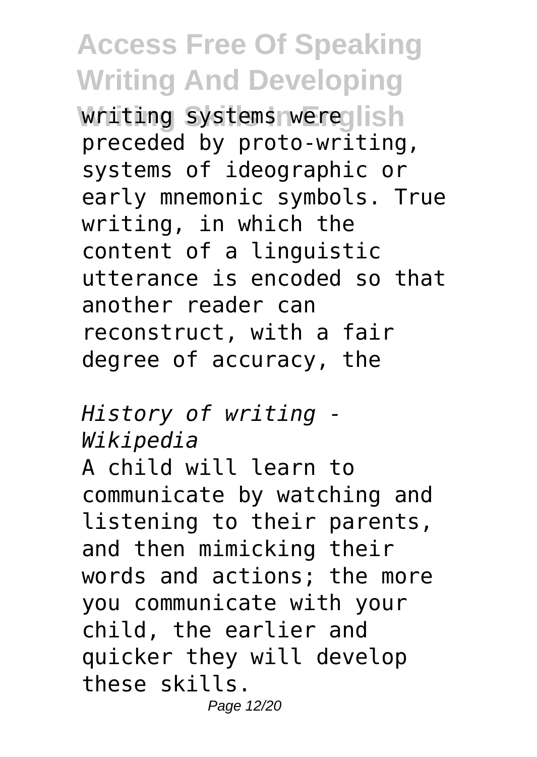writing systems were preceded by proto-writing, systems of ideographic or early mnemonic symbols. True writing, in which the content of a linguistic utterance is encoded so that another reader can reconstruct, with a fair degree of accuracy, the

*History of writing - Wikipedia*

A child will learn to communicate by watching and listening to their parents, and then mimicking their words and actions; the more you communicate with your child, the earlier and quicker they will develop these skills.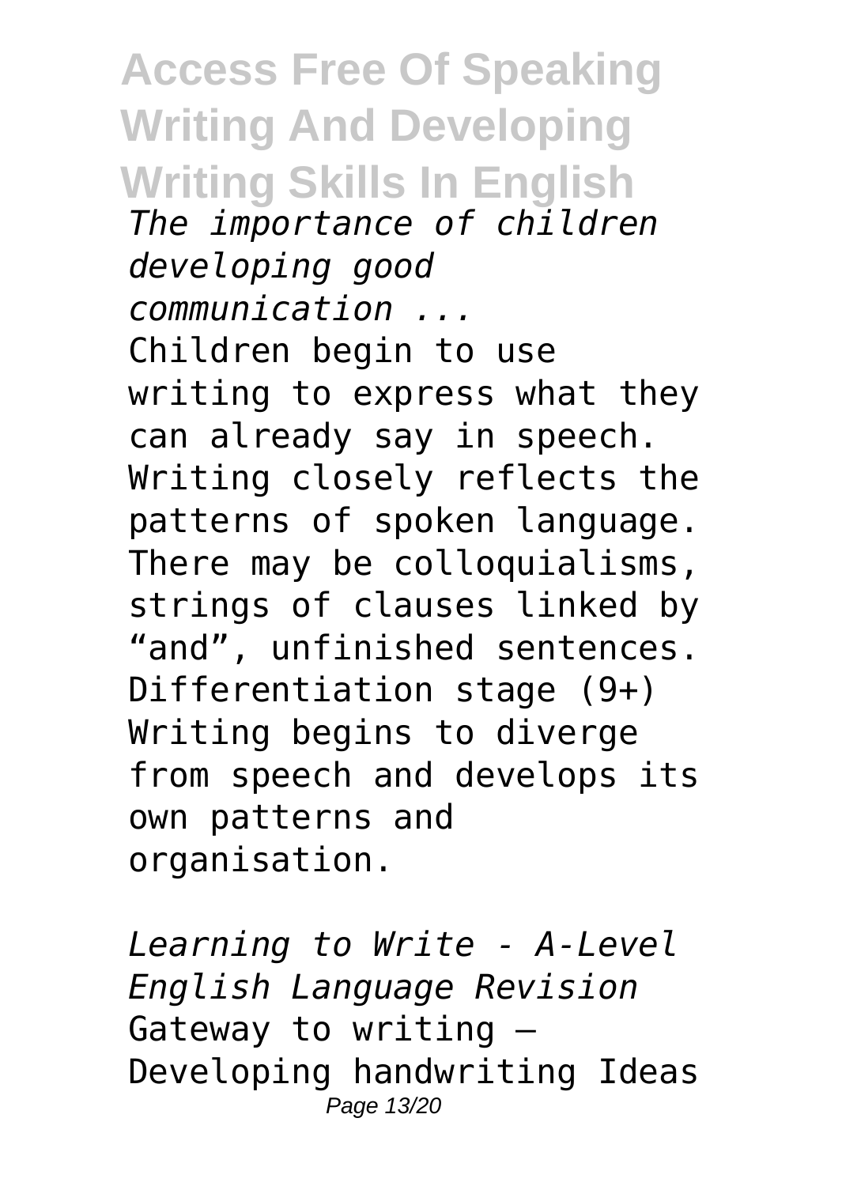*The importance of children developing good communication ...*

Children begin to use writing to express what they can already say in speech. Writing closely reflects the patterns of spoken language. There may be colloquialisms, strings of clauses linked by "and", unfinished sentences. Differentiation stage (9+) Writing begins to diverge from speech and develops its own patterns and organisation.

*Learning to Write - A-Level English Language Revision*

Gateway to writing – Developing handwriting Ideas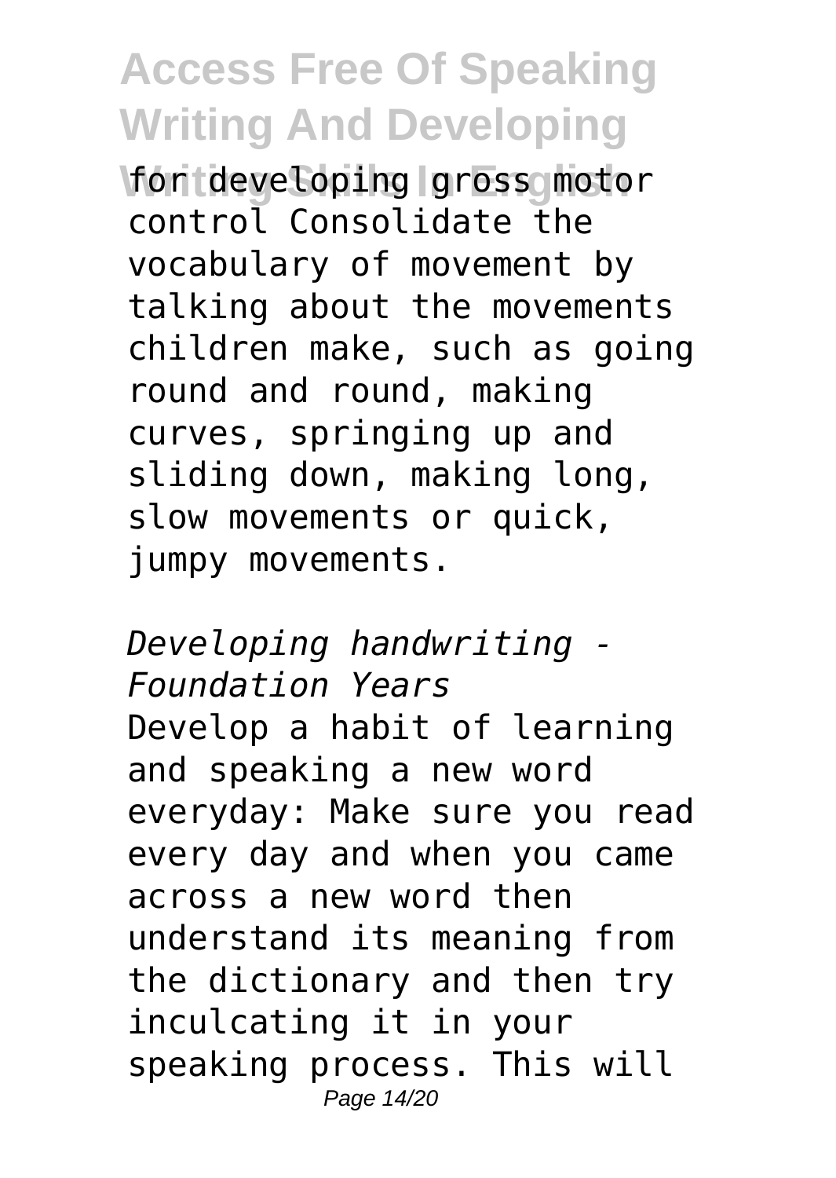for developing gross motor control Consolidate the vocabulary of movement by talking about the movements children make, such as going round and round, making curves, springing up and sliding down, making long, slow movements or quick, jumpy movements.

*Developing handwriting - Foundation Years*

Develop a habit of learning and speaking a new word everyday: Make sure you read every day and when you came across a new word then understand its meaning from the dictionary and then try inculcating it in your speaking process. This will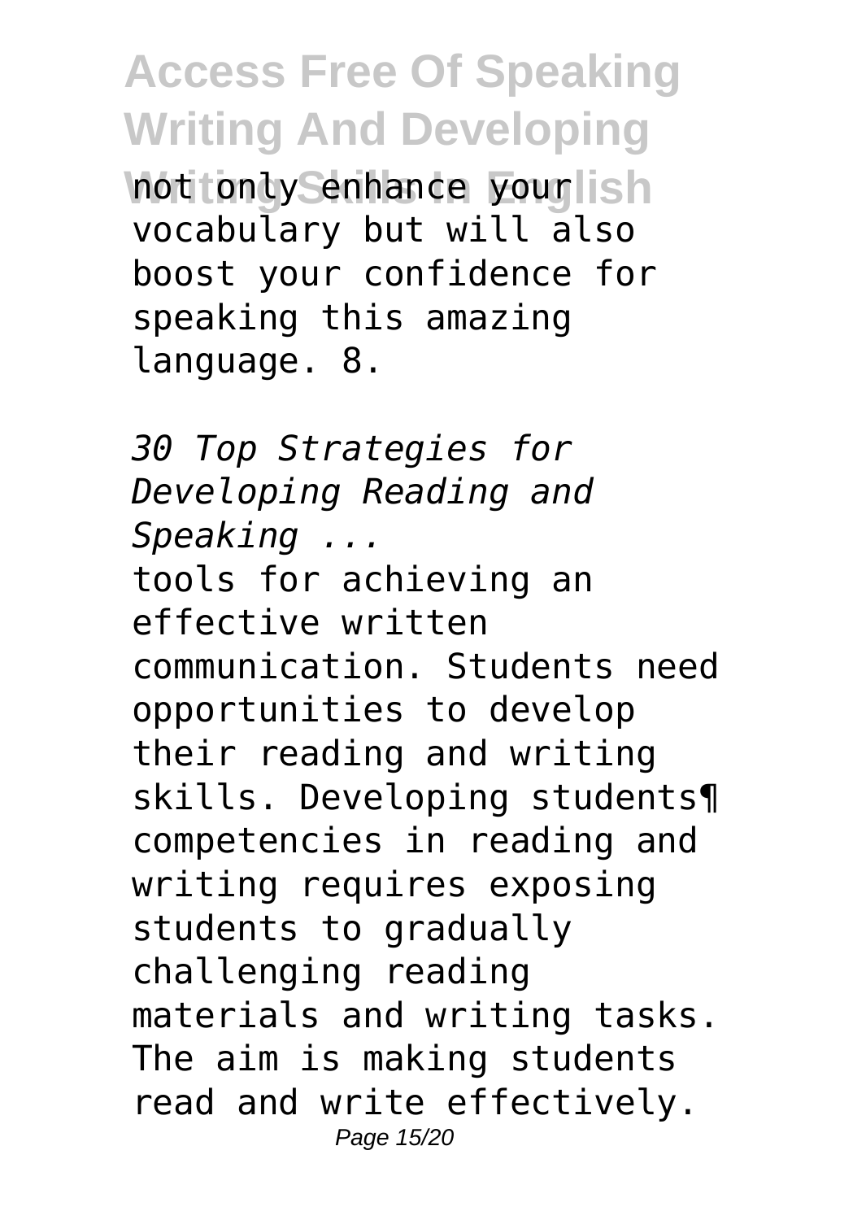not only enhance your vocabulary but will also boost your confidence for speaking this amazing language. 8.

*30 Top Strategies for Developing Reading and Speaking ...*

tools for achieving an effective written communication. Students need opportunities to develop their reading and writing skills. Developing students¶ competencies in reading and writing requires exposing students to gradually challenging reading materials and writing tasks. The aim is making students read and write effectively.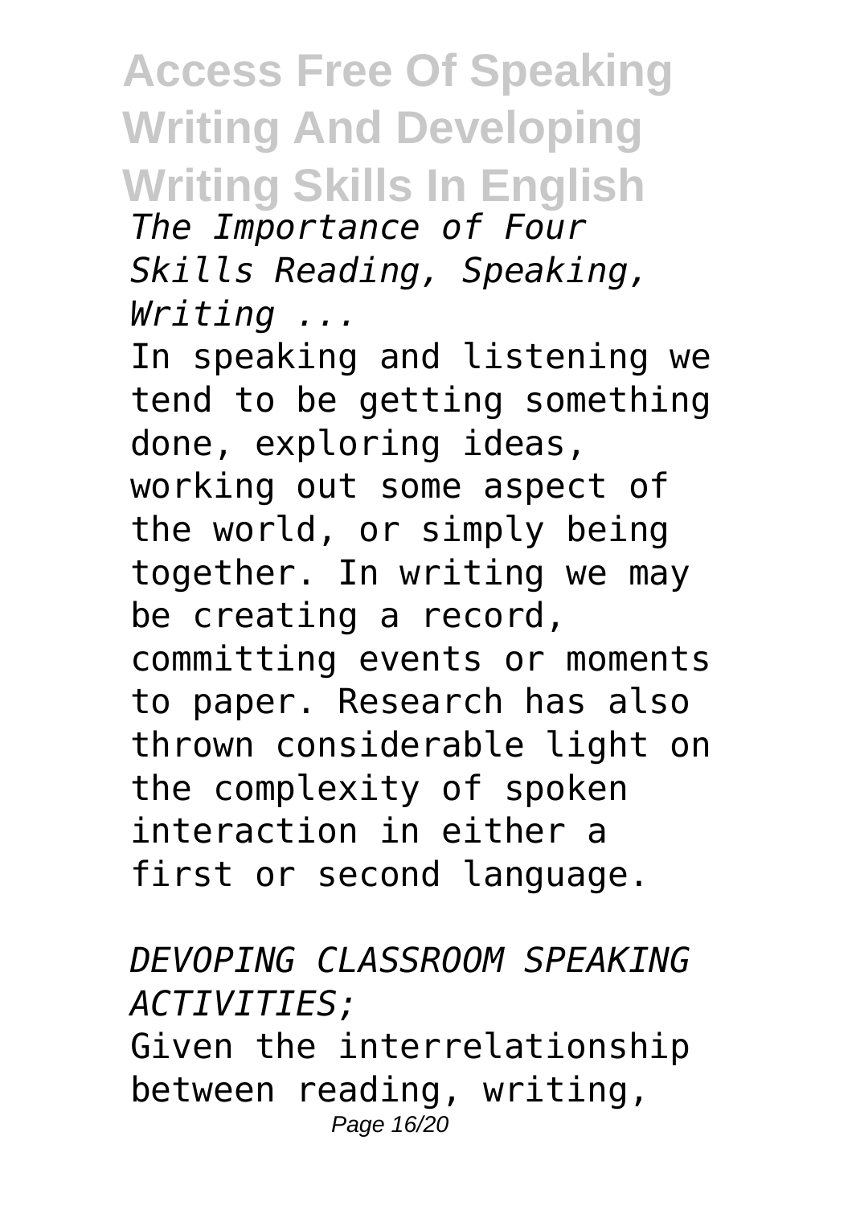*The Importance of Four Skills Reading, Speaking, Writing ...*

In speaking and listening we tend to be getting something done, exploring ideas, working out some aspect of the world, or simply being together. In writing we may be creating a record, committing events or moments to paper. Research has also thrown considerable light on the complexity of spoken interaction in either a first or second language.

*DEVOPING CLASSROOM SPEAKING ACTIVITIES;*

Given the interrelationship between reading, writing,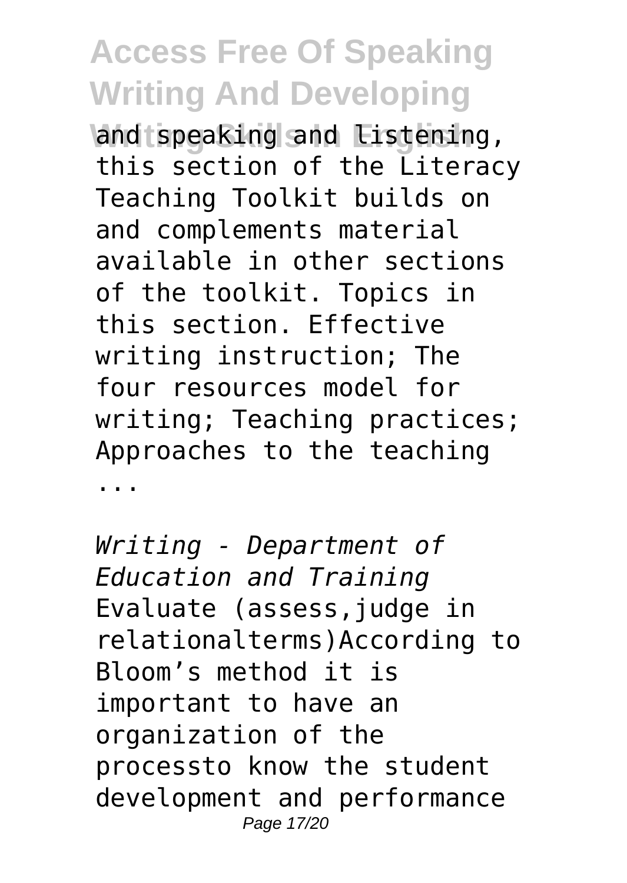and speaking and listening, this section of the Literacy Teaching Toolkit builds on and complements material available in other sections of the toolkit. Topics in this section. Effective writing instruction; The four resources model for writing; Teaching practices; Approaches to the teaching ...

*Writing - Department of Education and Training*

Evaluate (assess,judge in relationalterms)According to Bloom's method it is important to have an organization of the processto know the student development and performance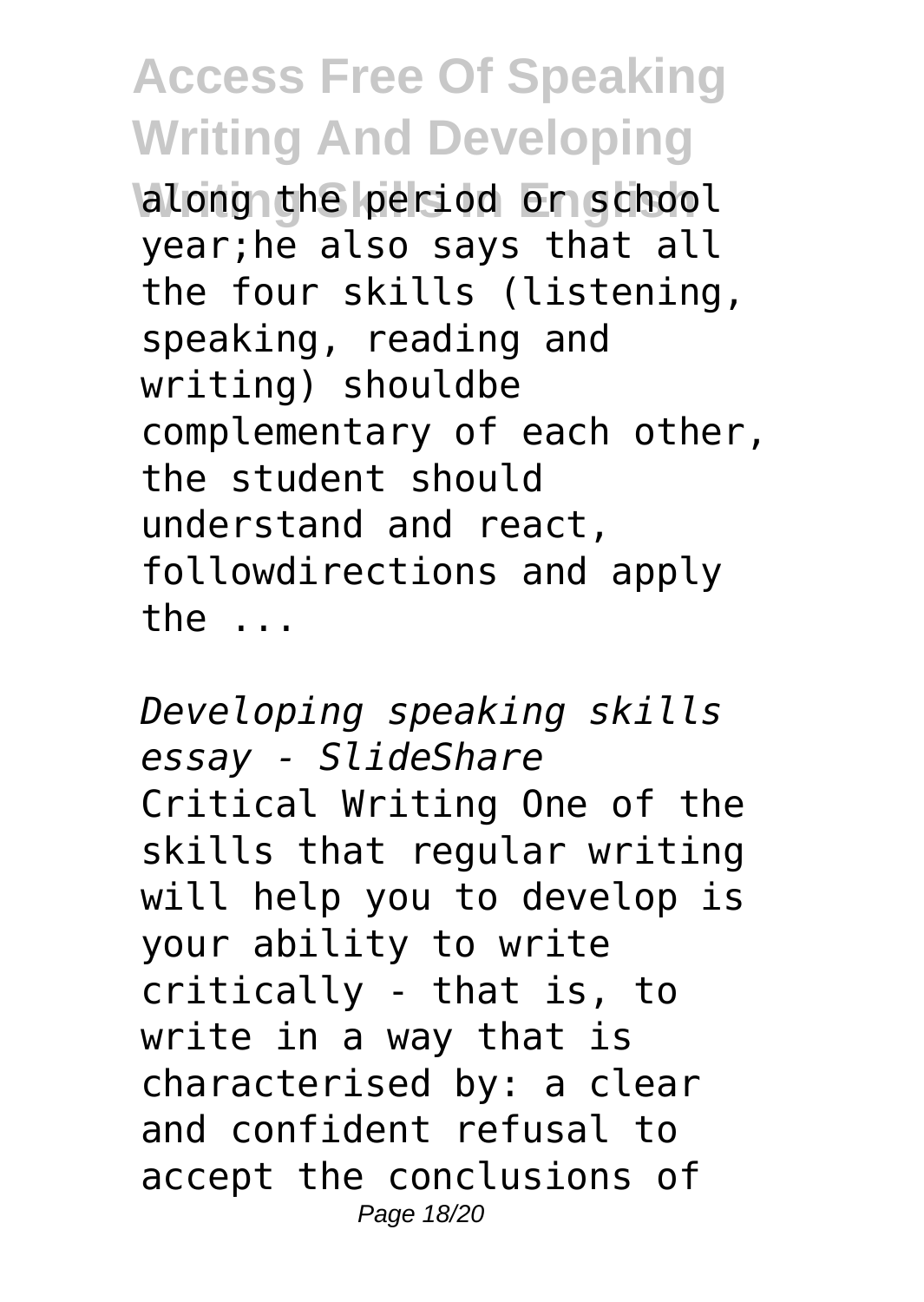along the period or school year;he also says that all the four skills (listening, speaking, reading and writing) shouldbe complementary of each other, the student should understand and react, followdirections and apply the ...

*Developing speaking skills essay - SlideShare*

Critical Writing One of the skills that regular writing will help you to develop is your ability to write critically - that is, to write in a way that is characterised by: a clear and confident refusal to accept the conclusions of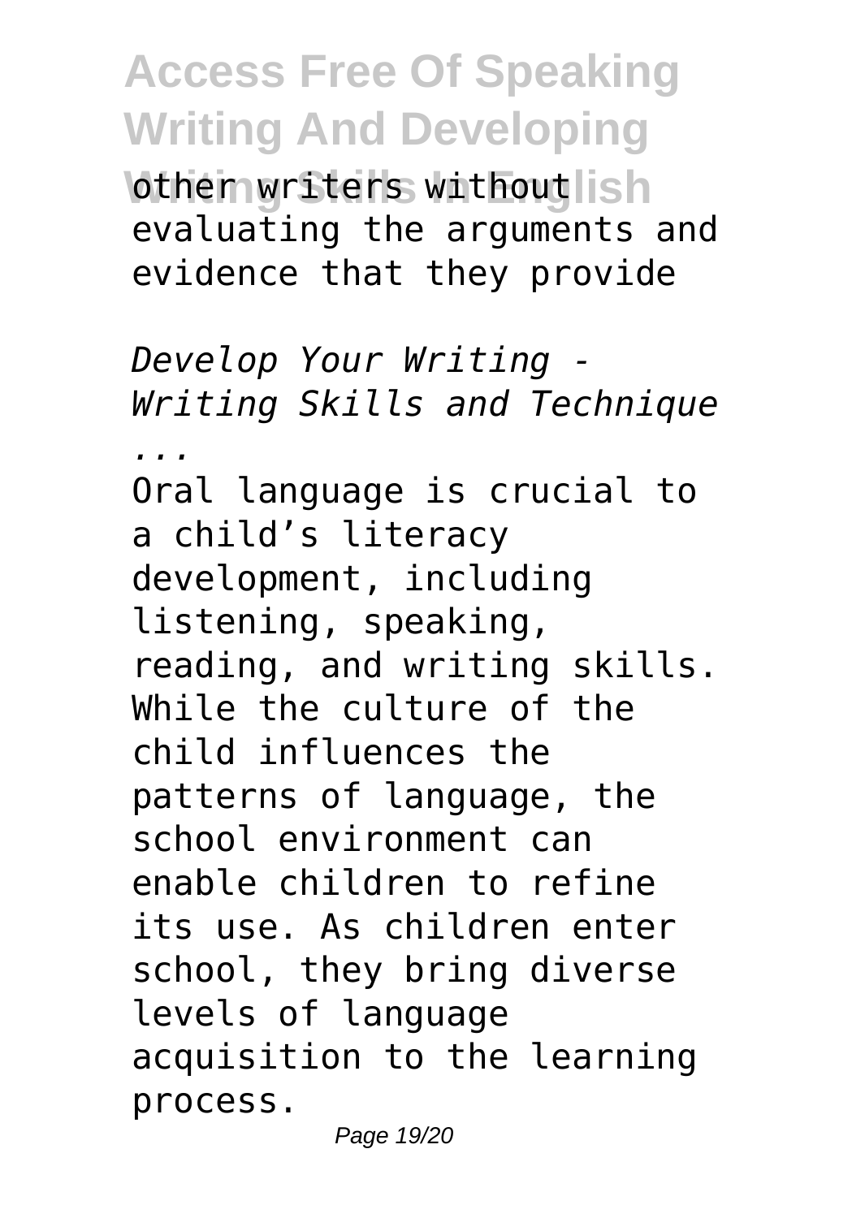other writers without evaluating the arguments and evidence that they provide

*Develop Your Writing - Writing Skills and Technique ...*

Oral language is crucial to a child's literacy development, including listening, speaking, reading, and writing skills. While the culture of the child influences the patterns of language, the school environment can enable children to refine its use. As children enter school, they bring diverse levels of language acquisition to the learning process.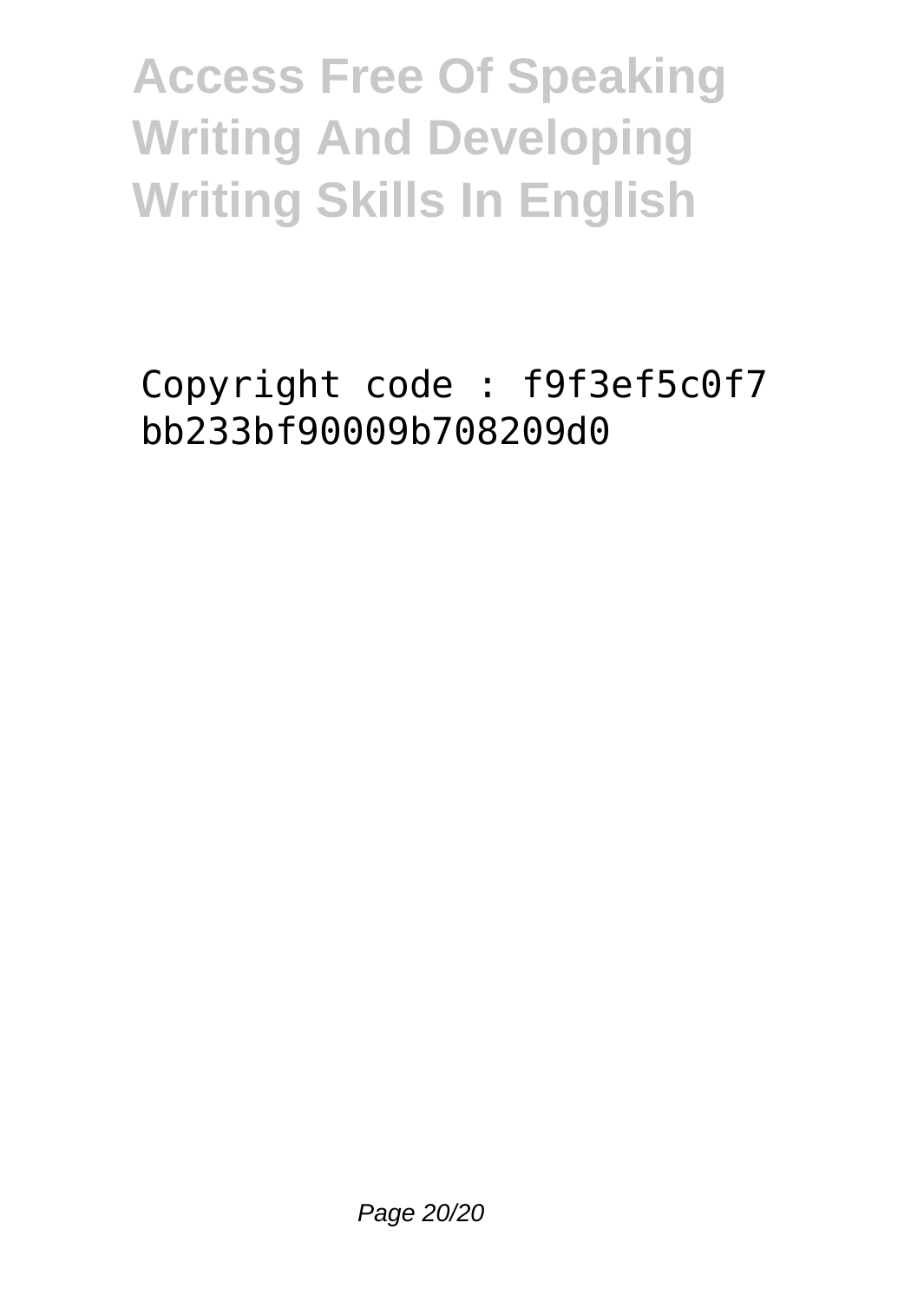Copyright code : f9f3ef5c0f7bb233bf90009b708209d0